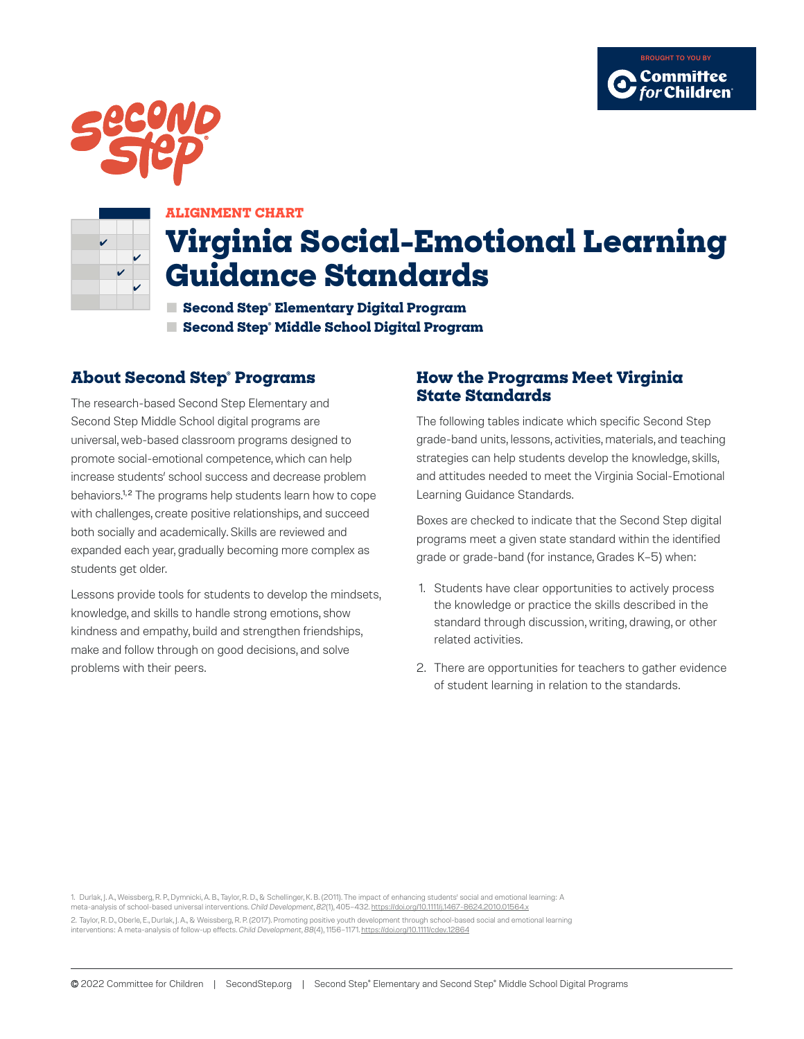BROUGHT TO YOU BY Committee for Children

Second Step

ALIGNMENT CHART

# Virginia Social-Emotional Learning Guidance Standards

- **Second Step® Elementary Digital Program**
- **Second Step® Middle School Digital Program**

## About Second Step® Programs

The research-based Second Step Elementary and Second Step Middle School digital programs are universal, web-based classroom programs designed to promote social-emotional competence, which can help increase students' school success and decrease problem behaviors.[1,2] The programs help students learn how to cope with challenges, create positive relationships, and succeed both socially and academically. Skills are reviewed and expanded each year, gradually becoming more complex as students get older.

Lessons provide tools for students to develop the mindsets, knowledge, and skills to handle strong emotions, show kindness and empathy, build and strengthen friendships, make and follow through on good decisions, and solve problems with their peers.

## How the Programs Meet Virginia State Standards

The following tables indicate which specific Second Step grade-band units, lessons, activities, materials, and teaching strategies can help students develop the knowledge, skills, and attitudes needed to meet the Virginia Social-Emotional Learning Guidance Standards.

Boxes are checked to indicate that the Second Step digital programs meet a given state standard within the identified grade or grade-band (for instance, Grades K–5) when:

1. Students have clear opportunities to actively process the knowledge or practice the skills described in the standard through discussion, writing, drawing, or other related activities.
2. There are opportunities for teachers to gather evidence of student learning in relation to the standards.

1. Durlak, J. A., Weissberg, R. P., Dymnicki, A. B., Taylor, R. D., & Schellinger, K. B. (2011). The impact of enhancing students' social and emotional learning: A meta-analysis of school-based universal interventions. *Child Development*, *82*(1), 405–432. https://doi.org/10.1111/j.1467-8624.2010.01564.x

2. Taylor, R. D., Oberle, E., Durlak, J. A., & Weissberg, R. P. (2017). Promoting positive youth development through school-based social and emotional learning interventions: A meta-analysis of follow-up effects. *Child Development*, *88*(4), 1156–1171. https://doi.org/10.1111/cdev.12864

© 2022 Committee for Children | SecondStep.org | Second Step® Elementary and Second Step® Middle School Digital Programs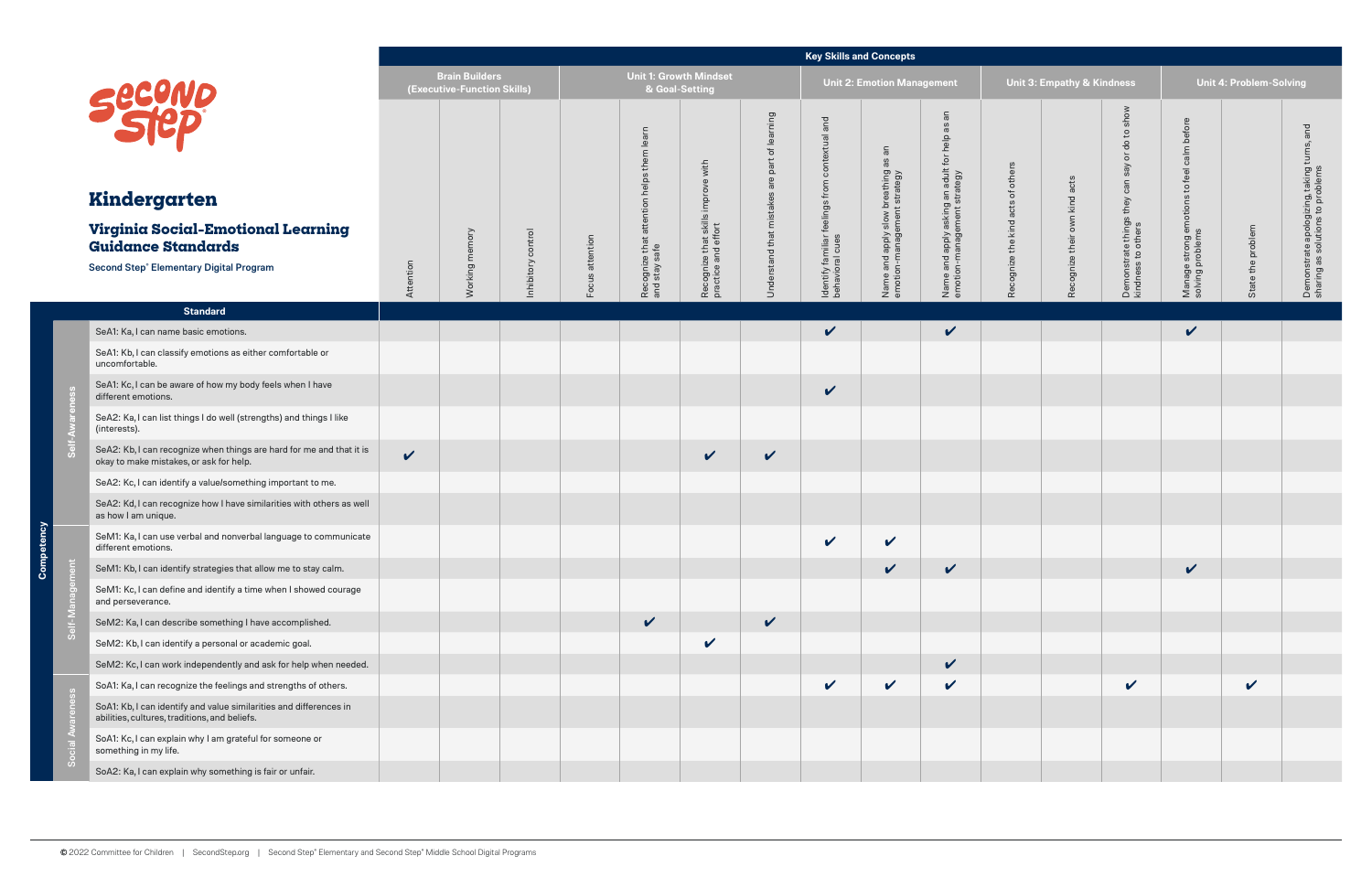# Kindergarten

## Virginia Social-Emotional Learning Guidance Standards

Second Step® Elementary Digital Program

| Competency | | Standard | Key Skills and Concepts | | | | | | | | | | | | | | | |
|---|---|---|---|---|---|---|---|---|---|---|---|---|---|---|---|---|---|---|
| | | | Brain Builders (Executive-Function Skills) | | | Unit 1: Growth Mindset & Goal-Setting | | | | Unit 2: Emotion Management | | | Unit 3: Empathy & Kindness | | | Unit 4: Problem-Solving | | |
| | | | Attention | Working memory | Inhibitory control | Focus attention | Recognize that attention helps them learn and stay safe | Recognize that skills improve with practice and effort | Understand that mistakes are part of learning | Identify familiar feelings from contextual and behavioral cues | Name and apply slow breathing as an emotion-management strategy | Name and apply asking an adult for help as an emotion-management strategy | Recognize the kind acts of others | Recognize their own kind acts | Demonstrate things they can say or do to show kindness to others | Manage strong emotions to feel calm before solving problems | State the problem | Demonstrate apologizing, taking turns, and sharing as solutions to problems |
| Competency | Self-Awareness | SeA1: Ka, I can name basic emotions. | | | | | | | | ✔ | | ✔ | | | | ✔ | | |
| | Self-Awareness | SeA1: Kb, I can classify emotions as either comfortable or uncomfortable. | | | | | | | | | | | | | | | | |
| | Self-Awareness | SeA1: Kc, I can be aware of how my body feels when I have different emotions. | | | | | | | | ✔ | | | | | | | | |
| | Self-Awareness | SeA2: Ka, I can list things I do well (strengths) and things I like (interests). | | | | | | | | | | | | | | | | |
| | Self-Awareness | SeA2: Kb, I can recognize when things are hard for me and that it is okay to make mistakes, or ask for help. | ✔ | | | | | ✔ | ✔ | | | | | | | | | |
| | Self-Awareness | SeA2: Kc, I can identify a value/something important to me. | | | | | | | | | | | | | | | | |
| | Self-Awareness | SeA2: Kd, I can recognize how I have similarities with others as well as how I am unique. | | | | | | | | | | | | | | | | |
| | Self-Management | SeM1: Ka, I can use verbal and nonverbal language to communicate different emotions. | | | | | | | | ✔ | ✔ | | | | | | | |
| | Self-Management | SeM1: Kb, I can identify strategies that allow me to stay calm. | | | | | | | | | ✔ | ✔ | | | | ✔ | | |
| | Self-Management | SeM1: Kc, I can define and identify a time when I showed courage and perseverance. | | | | | | | | | | | | | | | | |
| | Self-Management | SeM2: Ka, I can describe something I have accomplished. | | | | | ✔ | | ✔ | | | | | | | | | |
| | Self-Management | SeM2: Kb, I can identify a personal or academic goal. | | | | | | ✔ | | | | | | | | | | |
| | Self-Management | SeM2: Kc, I can work independently and ask for help when needed. | | | | | | | | | | ✔ | | | | | | |
| | Social Awareness | SoA1: Ka, I can recognize the feelings and strengths of others. | | | | | | | | ✔ | ✔ | ✔ | | | ✔ | | ✔ | |
| | Social Awareness | SoA1: Kb, I can identify and value similarities and differences in abilities, cultures, traditions, and beliefs. | | | | | | | | | | | | | | | | |
| | Social Awareness | SoA1: Kc, I can explain why I am grateful for someone or something in my life. | | | | | | | | | | | | | | | | |
| | Social Awareness | SoA2: Ka, I can explain why something is fair or unfair. | | | | | | | | | | | | | | | | |

© 2022 Committee for Children | SecondStep.org | Second Step® Elementary and Second Step® Middle School Digital Programs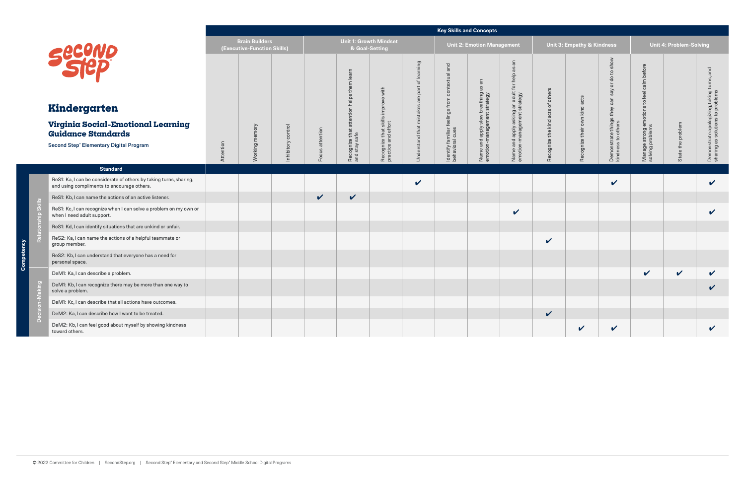# Kindergarten

## Virginia Social-Emotional Learning Guidance Standards

Second Step® Elementary Digital Program

| Competency | Standard | Key Skills and Concepts: Brain Builders (Executive-Function Skills) | | | Unit 1: Growth Mindset & Goal-Setting | | | | Unit 2: Emotion Management | | | Unit 3: Empathy & Kindness | | | Unit 4: Problem-Solving | | |
|---|---|---|---|---|---|---|---|---|---|---|---|---|---|---|---|---|---|
| | | Attention | Working memory | Inhibitory control | Focus attention | Recognize that attention helps them learn and stay safe | Recognize that skills improve with practice and effort | Understand that mistakes are part of learning | Identify familiar feelings from contextual and behavioral cues | Name and apply slow breathing as an emotion-management strategy | Name and apply asking an adult for help as an emotion-management strategy | Recognize the kind acts of others | Recognize their own kind acts | Demonstrate things they can say or do to show kindness to others | Manage strong emotions to feel calm before solving problems | State the problem | Demonstrate apologizing, taking turns, and sharing as solutions to problems |
| Relationship Skills | ReS1: Ka, I can be considerate of others by taking turns, sharing, and using compliments to encourage others. | | | | | | | ✔ | | | | | | ✔ | | | ✔ |
| Relationship Skills | ReS1: Kb, I can name the actions of an active listener. | | | | ✔ | ✔ | | | | | | | | | | | |
| Relationship Skills | ReS1: Kc, I can recognize when I can solve a problem on my own or when I need adult support. | | | | | | | | | | ✔ | | | | | | ✔ |
| Relationship Skills | ReS1: Kd, I can identify situations that are unkind or unfair. | | | | | | | | | | | | | | | | |
| Relationship Skills | ReS2: Ka, I can name the actions of a helpful teammate or group member. | | | | | | | | | | | ✔ | | | | | |
| Relationship Skills | ReS2: Kb, I can understand that everyone has a need for personal space. | | | | | | | | | | | | | | | | |
| Decision-Making | DeM1: Ka, I can describe a problem. | | | | | | | | | | | | | | ✔ | ✔ | ✔ |
| Decision-Making | DeM1: Kb, I can recognize there may be more than one way to solve a problem. | | | | | | | | | | | | | | | | ✔ |
| Decision-Making | DeM1: Kc, I can describe that all actions have outcomes. | | | | | | | | | | | | | | | | |
| Decision-Making | DeM2: Ka, I can describe how I want to be treated. | | | | | | | | | | | ✔ | | | | | |
| Decision-Making | DeM2: Kb, I can feel good about myself by showing kindness toward others. | | | | | | | | | | | | ✔ | ✔ | | | ✔ |

© 2022 Committee for Children | SecondStep.org | Second Step® Elementary and Second Step® Middle School Digital Programs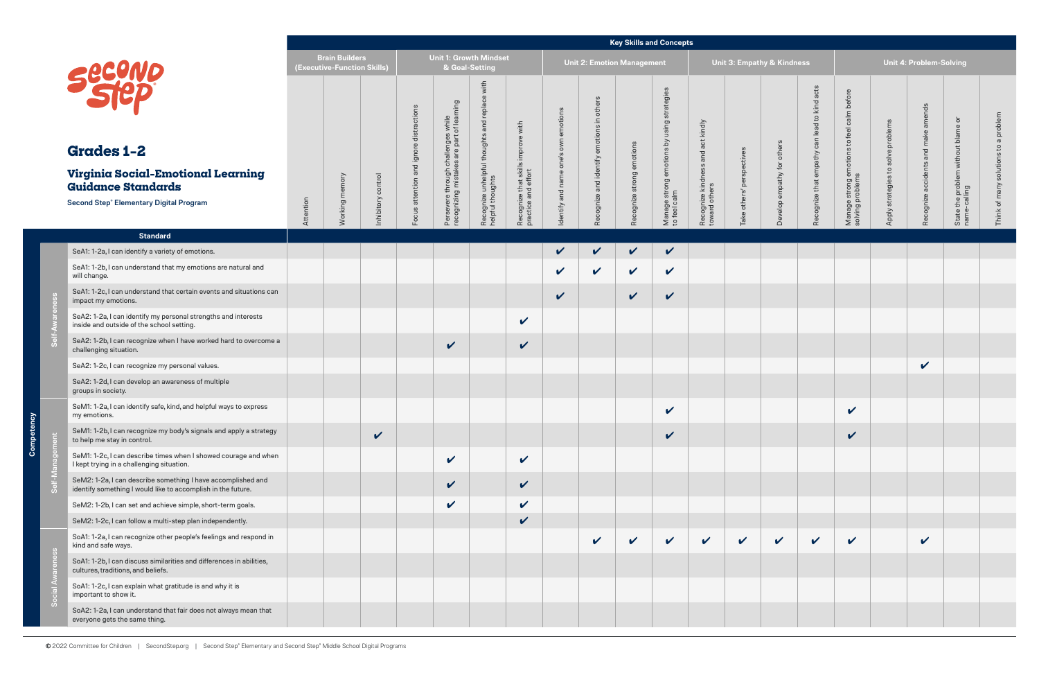# Second Step

## Grades 1–2

### Virginia Social-Emotional Learning Guidance Standards

**Second Step® Elementary Digital Program**

| Competency | Standard | Brain Builders (Executive-Function Skills) | | | Unit 1: Growth Mindset & Goal-Setting | | | | Unit 2: Emotion Management | | | | Unit 3: Empathy & Kindness | | | | Unit 4: Problem-Solving | | | | |
|---|---|---|---|---|---|---|---|---|---|---|---|---|---|---|---|---|---|---|---|---|---|
| | | Attention | Working memory | Inhibitory control | Focus attention and ignore distractions | Persevere through challenges while recognizing mistakes are part of learning | Recognize unhelpful thoughts and replace with helpful thoughts | Recognize that skills improve with practice and effort | Identify and name one's own emotions | Recognize and identify emotions in others | Recognize strong emotions | Manage strong emotions by using strategies to feel calm | Recognize kindness and act kindly toward others | Take others' perspectives | Develop empathy for others | Recognize that empathy can lead to kind acts | Manage strong emotions to feel calm before solving problems | Apply strategies to solve problems | Recognize accidents and make amends | State the problem without blame or name-calling | Think of many solutions to a problem |
| Self-Awareness | SeA1: 1-2a, I can identify a variety of emotions. | | | | | | | | ✔ | ✔ | ✔ | ✔ | | | | | | | | | |
| Self-Awareness | SeA1: 1-2b, I can understand that my emotions are natural and will change. | | | | | | | | ✔ | ✔ | ✔ | ✔ | | | | | | | | | |
| Self-Awareness | SeA1: 1-2c, I can understand that certain events and situations can impact my emotions. | | | | | | | | ✔ | | ✔ | ✔ | | | | | | | | | |
| Self-Awareness | SeA2: 1-2a, I can identify my personal strengths and interests inside and outside of the school setting. | | | | | | | ✔ | | | | | | | | | | | | | |
| Self-Awareness | SeA2: 1-2b, I can recognize when I have worked hard to overcome a challenging situation. | | | | | ✔ | | ✔ | | | | | | | | | | | | | |
| Self-Awareness | SeA2: 1-2c, I can recognize my personal values. | | | | | | | | | | | | | | | | | | ✔ | | |
| Self-Awareness | SeA2: 1-2d, I can develop an awareness of multiple groups in society. | | | | | | | | | | | | | | | | | | | | |
| Self-Management | SeM1: 1-2a, I can identify safe, kind, and helpful ways to express my emotions. | | | | | | | | | | | ✔ | | | | | ✔ | | | | |
| Self-Management | SeM1: 1-2b, I can recognize my body's signals and apply a strategy to help me stay in control. | | | ✔ | | | | | | | | ✔ | | | | | ✔ | | | | |
| Self-Management | SeM1: 1-2c, I can describe times when I showed courage and when I kept trying in a challenging situation. | | | | | ✔ | | ✔ | | | | | | | | | | | | | |
| Self-Management | SeM2: 1-2a, I can describe something I have accomplished and identify something I would like to accomplish in the future. | | | | | ✔ | | ✔ | | | | | | | | | | | | | |
| Self-Management | SeM2: 1-2b, I can set and achieve simple, short-term goals. | | | | | ✔ | | ✔ | | | | | | | | | | | | | |
| Self-Management | SeM2: 1-2c, I can follow a multi-step plan independently. | | | | | | | ✔ | | | | | | | | | | | | | |
| Social Awareness | SoA1: 1-2a, I can recognize other people's feelings and respond in kind and safe ways. | | | | | | | | | ✔ | ✔ | ✔ | ✔ | ✔ | ✔ | ✔ | ✔ | | ✔ | | |
| Social Awareness | SoA1: 1-2b, I can discuss similarities and differences in abilities, cultures, traditions, and beliefs. | | | | | | | | | | | | | | | | | | | | |
| Social Awareness | SoA1: 1-2c, I can explain what gratitude is and why it is important to show it. | | | | | | | | | | | | | | | | | | | | |
| Social Awareness | SoA2: 1-2a, I can understand that fair does not always mean that everyone gets the same thing. | | | | | | | | | | | | | | | | | | | | |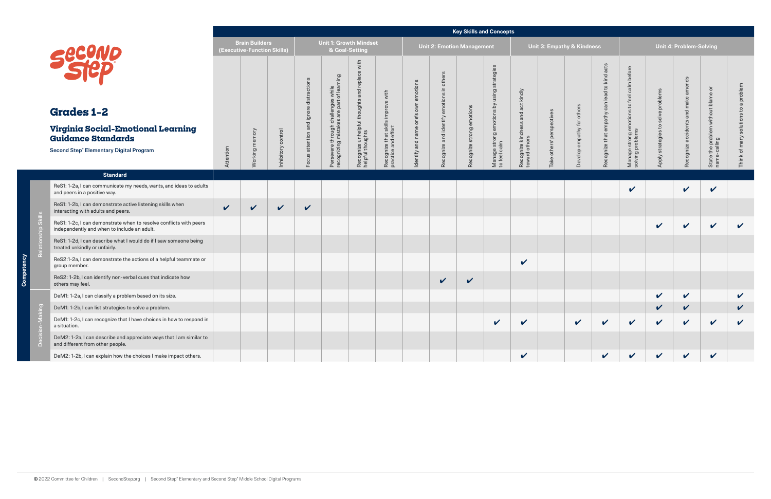# Second Step

## Grades 1-2

### Virginia Social-Emotional Learning Guidance Standards

Second Step® Elementary Digital Program

| Competency | | Standard | Key Skills and Concepts | | | | | | | | | | | | | | | | | | | |
|---|---|---|---|---|---|---|---|---|---|---|---|---|---|---|---|---|---|---|---|---|---|---|
| | | | Brain Builders (Executive-Function Skills) | | | Unit 1: Growth Mindset & Goal-Setting | | | | Unit 2: Emotion Management | | | | Unit 3: Empathy & Kindness | | | | Unit 4: Problem-Solving | | | | |
| | | | Attention | Working memory | Inhibitory control | Focus attention and ignore distractions | Persevere through challenges while recognizing mistakes are part of learning | Recognize unhelpful thoughts and replace with helpful thoughts | Recognize that skills improve with practice and effort | Identify and name one's own emotions | Recognize and identify emotions in others | Recognize strong emotions | Manage strong emotions by using strategies to feel calm | Recognize kindness and act kindly toward others | Take others' perspectives | Develop empathy for others | Recognize that empathy can lead to kind acts | Manage strong emotions to feel calm before solving problems | Apply strategies to solve problems | Recognize accidents and make amends | State the problem without blame or name-calling | Think of many solutions to a problem |
| Competency | Relationship Skills | ReS1: 1-2a, I can communicate my needs, wants, and ideas to adults and peers in a positive way. | | | | | | | | | | | | | | | | ✔ | | ✔ | ✔ | |
| Competency | Relationship Skills | ReS1: 1-2b, I can demonstrate active listening skills when interacting with adults and peers. | ✔ | ✔ | ✔ | ✔ | | | | | | | | | | | | | | | | |
| Competency | Relationship Skills | ReS1: 1-2c, I can demonstrate when to resolve conflicts with peers independently and when to include an adult. | | | | | | | | | | | | | | | | | ✔ | ✔ | ✔ | ✔ |
| Competency | Relationship Skills | ReS1: 1-2d, I can describe what I would do if I saw someone being treated unkindly or unfairly. | | | | | | | | | | | | | | | | | | | | |
| Competency | Relationship Skills | ReS2:1-2a, I can demonstrate the actions of a helpful teammate or group member. | | | | | | | | | | | | ✔ | | | | | | | | |
| Competency | Relationship Skills | ReS2: 1-2b, I can identify non-verbal cues that indicate how others may feel. | | | | | | | | | ✔ | ✔ | | | | | | | | | | |
| Competency | Decision-Making | DeM1: 1-2a, I can classify a problem based on its size. | | | | | | | | | | | | | | | | | ✔ | ✔ | | ✔ |
| Competency | Decision-Making | DeM1: 1-2b, I can list strategies to solve a problem. | | | | | | | | | | | | | | | | | ✔ | ✔ | | ✔ |
| Competency | Decision-Making | DeM1: 1-2c, I can recognize that I have choices in how to respond in a situation. | | | | | | | | | | | ✔ | ✔ | | ✔ | ✔ | ✔ | ✔ | ✔ | ✔ | ✔ |
| Competency | Decision-Making | DeM2: 1-2a, I can describe and appreciate ways that I am similar to and different from other people. | | | | | | | | | | | | | | | | | | | | |
| Competency | Decision-Making | DeM2: 1-2b, I can explain how the choices I make impact others. | | | | | | | | | | | | ✔ | | | ✔ | ✔ | ✔ | ✔ | ✔ | |

© 2022 Committee for Children | SecondStep.org | Second Step® Elementary and Second Step® Middle School Digital Programs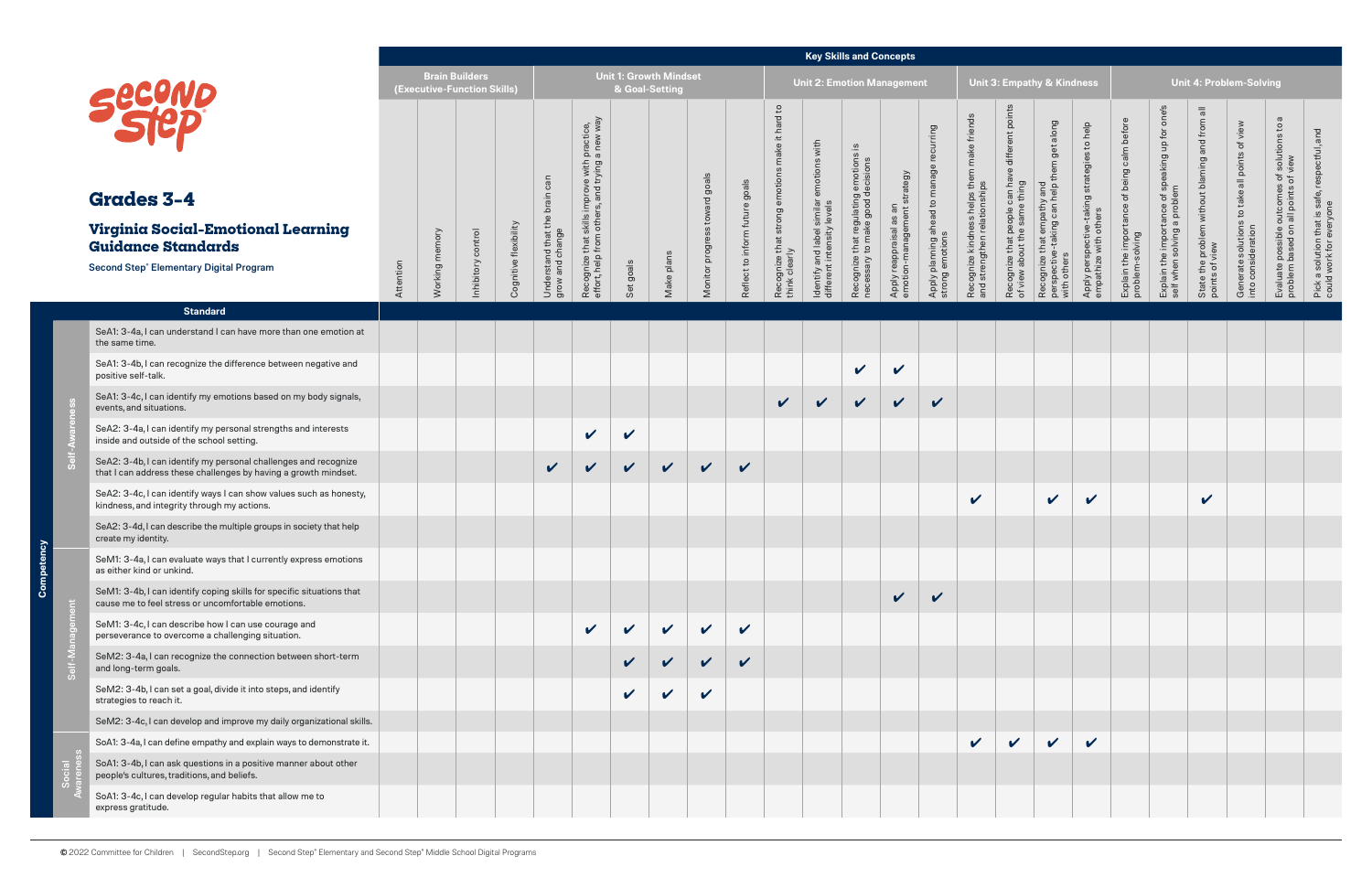# Grades 3-4

## Virginia Social-Emotional Learning Guidance Standards

Second Step® Elementary Digital Program

| Competency | Standard | Brain Builders (Executive-Function Skills) | | | | Unit 1: Growth Mindset & Goal-Setting | | | | | | Unit 2: Emotion Management | | | | | Unit 3: Empathy & Kindness | | | | Unit 4: Problem-Solving | | | | | |
|---|---|---|---|---|---|---|---|---|---|---|---|---|---|---|---|---|---|---|---|---|---|---|---|---|---|---|
| | | Attention | Working memory | Inhibitory control | Cognitive flexibility | Understand that the brain can grow and change | Recognize that skills improve with practice, effort, help from others, and trying a new way | Set goals | Make plans | Monitor progress toward goals | Reflect to inform future goals | Recognize that strong emotions make it hard to think clearly | Identify and label similar emotions with different intensity levels | Recognize that regulating emotions is necessary to make good decisions | Apply reappraisal as an emotion-management strategy | Apply planning ahead to manage recurring strong emotions | Recognize kindness helps them make friends and strengthen relationships | Recognize that people can have different points of view about the same thing | Recognize that empathy and perspective-taking can help them get along with others | Apply perspective-taking strategies to help empathize with others | Explain the importance of being calm before problem-solving | Explain the importance of speaking up for one's self when solving a problem | State the problem without blaming and from all points of view | Generate solutions to take all points of view into consideration | Evaluate possible outcomes of solutions to a problem based on all points of view | Pick a solution that is safe, respectful, and could work for everyone |
| Self-Awareness | SeA1: 3-4a, I can understand I can have more than one emotion at the same time. | | | | | | | | | | | | | | | | | | | | | | | | | |
| Self-Awareness | SeA1: 3-4b, I can recognize the difference between negative and positive self-talk. | | | | | | | | | | | | | ✔ | ✔ | | | | | | | | | | | |
| Self-Awareness | SeA1: 3-4c, I can identify my emotions based on my body signals, events, and situations. | | | | | | | | | | | ✔ | ✔ | ✔ | ✔ | ✔ | | | | | | | | | | |
| Self-Awareness | SeA2: 3-4a, I can identify my personal strengths and interests inside and outside of the school setting. | | | | | | ✔ | ✔ | | | | | | | | | | | | | | | | | | |
| Self-Awareness | SeA2: 3-4b, I can identify my personal challenges and recognize that I can address these challenges by having a growth mindset. | | | | | ✔ | ✔ | ✔ | ✔ | ✔ | ✔ | | | | | | | | | | | | | | | |
| Self-Awareness | SeA2: 3-4c, I can identify ways I can show values such as honesty, kindness, and integrity through my actions. | | | | | | | | | | | | | | | | ✔ | | ✔ | ✔ | | | ✔ | | | |
| Self-Awareness | SeA2: 3-4d, I can describe the multiple groups in society that help create my identity. | | | | | | | | | | | | | | | | | | | | | | | | | |
| Self-Management | SeM1: 3-4a, I can evaluate ways that I currently express emotions as either kind or unkind. | | | | | | | | | | | | | | | | | | | | | | | | | |
| Self-Management | SeM1: 3-4b, I can identify coping skills for specific situations that cause me to feel stress or uncomfortable emotions. | | | | | | | | | | | | | | ✔ | ✔ | | | | | | | | | | |
| Self-Management | SeM1: 3-4c, I can describe how I can use courage and perseverance to overcome a challenging situation. | | | | | | ✔ | ✔ | ✔ | ✔ | ✔ | | | | | | | | | | | | | | | |
| Self-Management | SeM2: 3-4a, I can recognize the connection between short-term and long-term goals. | | | | | | | ✔ | ✔ | ✔ | ✔ | | | | | | | | | | | | | | | |
| Self-Management | SeM2: 3-4b, I can set a goal, divide it into steps, and identify strategies to reach it. | | | | | | | ✔ | ✔ | ✔ | | | | | | | | | | | | | | | | |
| Self-Management | SeM2: 3-4c, I can develop and improve my daily organizational skills. | | | | | | | | | | | | | | | | | | | | | | | | | |
| Social Awareness | SoA1: 3-4a, I can define empathy and explain ways to demonstrate it. | | | | | | | | | | | | | | | | ✔ | ✔ | ✔ | ✔ | | | | | | |
| Social Awareness | SoA1: 3-4b, I can ask questions in a positive manner about other people's cultures, traditions, and beliefs. | | | | | | | | | | | | | | | | | | | | | | | | | |
| Social Awareness | SoA1: 3-4c, I can develop regular habits that allow me to express gratitude. | | | | | | | | | | | | | | | | | | | | | | | | | |

© 2022 Committee for Children | SecondStep.org | Second Step® Elementary and Second Step® Middle School Digital Programs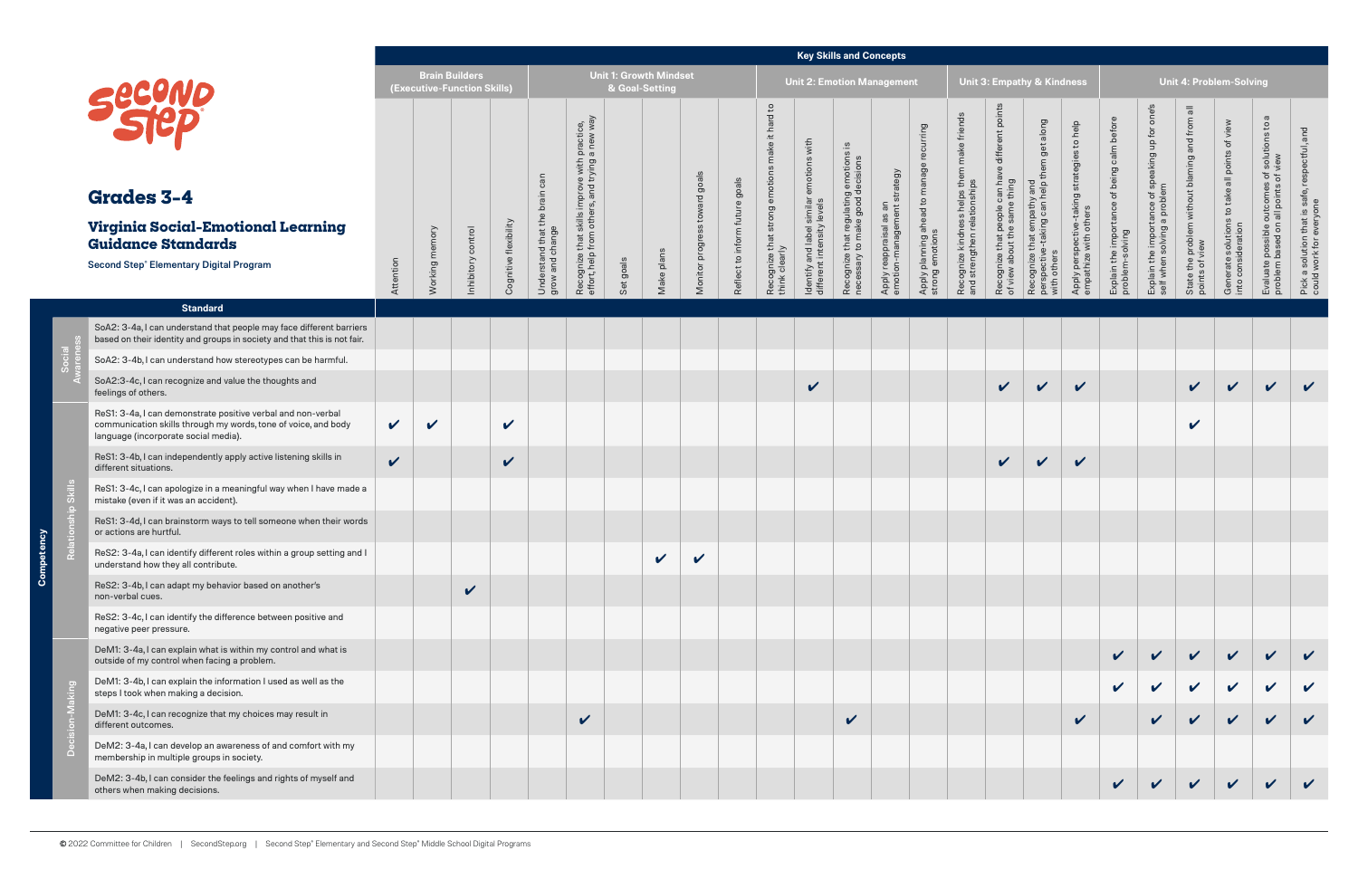# Grades 3-4

## Virginia Social-Emotional Learning Guidance Standards

**Second Step® Elementary Digital Program**

**Key Skills and Concepts**

| Competency | Standard | Brain Builders (Executive-Function Skills) | | | | Unit 1: Growth Mindset & Goal-Setting | | | | | | Unit 2: Emotion Management | | | | | Unit 3: Empathy & Kindness | | | | Unit 4: Problem-Solving | | | | | |
|---|---|---|---|---|---|---|---|---|---|---|---|---|---|---|---|---|---|---|---|---|---|---|---|---|---|---|
| | | Attention | Working memory | Inhibitory control | Cognitive flexibility | Understand that the brain can grow and change | Recognize that skills improve with practice, effort, help from others, and trying a new way | Set goals | Make plans | Monitor progress toward goals | Reflect to inform future goals | Recognize that strong emotions make it hard to think clearly | Identify and label similar emotions with different intensity levels | Recognize that regulating emotions is necessary to make good decisions | Apply reappraisal as an emotion-management strategy | Apply planning ahead to manage recurring strong emotions | Recognize kindness helps them make friends and strengthen relationships | Recognize that people can have different points of view about the same thing | Recognize that empathy and perspective-taking can help them get along with others | Apply perspective-taking strategies to help empathize with others | Explain the importance of being calm before problem-solving | Explain the importance of speaking up for one's self when solving a problem | State the problem without blaming and from all points of view | Generate solutions to take all points of view into consideration | Evaluate possible outcomes of solutions to a problem based on all points of view | Pick a solution that is safe, respectful, and could work for everyone |
| Social Awareness | SoA2: 3-4a, I can understand that people may face different barriers based on their identity and groups in society and that this is not fair. | | | | | | | | | | | | | | | | | | | | | | | | | |
| Social Awareness | SoA2: 3-4b, I can understand how stereotypes can be harmful. | | | | | | | | | | | | | | | | | | | | | | | | | |
| Social Awareness | SoA2:3-4c, I can recognize and value the thoughts and feelings of others. | | | | | | | | | | | | ✔ | | | | | ✔ | ✔ | ✔ | | | ✔ | ✔ | ✔ | ✔ |
| Relationship Skills | ReS1: 3-4a, I can demonstrate positive verbal and non-verbal communication skills through my words, tone of voice, and body language (incorporate social media). | ✔ | ✔ | | ✔ | | | | | | | | | | | | | | | | | | ✔ | | | |
| Relationship Skills | ReS1: 3-4b, I can independently apply active listening skills in different situations. | ✔ | | | ✔ | | | | | | | | | | | | | ✔ | ✔ | ✔ | | | | | | |
| Relationship Skills | ReS1: 3-4c, I can apologize in a meaningful way when I have made a mistake (even if it was an accident). | | | | | | | | | | | | | | | | | | | | | | | | | |
| Relationship Skills | ReS1: 3-4d, I can brainstorm ways to tell someone when their words or actions are hurtful. | | | | | | | | | | | | | | | | | | | | | | | | | |
| Relationship Skills | ReS2: 3-4a, I can identify different roles within a group setting and I understand how they all contribute. | | | | | | | | ✔ | ✔ | | | | | | | | | | | | | | | | |
| Relationship Skills | ReS2: 3-4b, I can adapt my behavior based on another's non-verbal cues. | | | ✔ | | | | | | | | | | | | | | | | | | | | | | |
| Relationship Skills | ReS2: 3-4c, I can identify the difference between positive and negative peer pressure. | | | | | | | | | | | | | | | | | | | | | | | | | |
| Decision-Making | DeM1: 3-4a, I can explain what is within my control and what is outside of my control when facing a problem. | | | | | | | | | | | | | | | | | | | | ✔ | ✔ | ✔ | ✔ | ✔ | ✔ |
| Decision-Making | DeM1: 3-4b, I can explain the information I used as well as the steps I took when making a decision. | | | | | | | | | | | | | | | | | | | | ✔ | ✔ | ✔ | ✔ | ✔ | ✔ |
| Decision-Making | DeM1: 3-4c, I can recognize that my choices may result in different outcomes. | | | | | | ✔ | | | | | | | ✔ | | | | | | ✔ | | ✔ | ✔ | ✔ | ✔ | ✔ |
| Decision-Making | DeM2: 3-4a, I can develop an awareness of and comfort with my membership in multiple groups in society. | | | | | | | | | | | | | | | | | | | | | | | | | |
| Decision-Making | DeM2: 3-4b, I can consider the feelings and rights of myself and others when making decisions. | | | | | | | | | | | | | | | | | | | | ✔ | ✔ | ✔ | ✔ | ✔ | ✔ |

© 2022 Committee for Children | SecondStep.org | Second Step® Elementary and Second Step® Middle School Digital Programs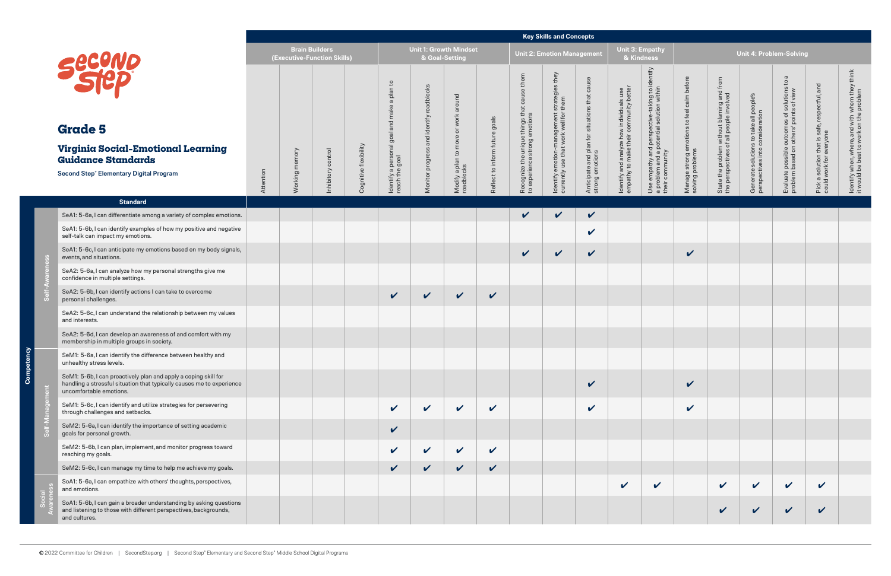# Grade 5

## Virginia Social-Emotional Learning Guidance Standards

Second Step® Elementary Digital Program

| Competency | | Standard | Key Skills and Concepts | | | | | | | | | | | | | | | | | | |
|---|---|---|---|---|---|---|---|---|---|---|---|---|---|---|---|---|---|---|---|---|---|
| | | | Brain Builders (Executive-Function Skills) | | | | Unit 1: Growth Mindset & Goal-Setting | | | | Unit 2: Emotion Management | | | Unit 3: Empathy & Kindness | | Unit 4: Problem-Solving | | | | | |
| | | | Attention | Working memory | Inhibitory control | Cognitive flexibility | Identify a personal goal and make a plan to reach the goal | Monitor progress and identify roadblocks | Modify a plan to move or work around roadblocks | Reflect to inform future goals | Recognize the unique things that cause them to experience strong emotions | Identify emotion-management strategies they currently use that work well for them | Anticipate and plan for situations that cause strong emotions | Identify and analyze how individuals use empathy to make their community better | Use empathy and perspective-taking to identify a problem and a potential solution within their community | Manage strong emotions to feel calm before solving problems | State the problem without blaming and from the perspectives of all people involved | Generate solutions to take all people's perspectives into consideration | Evaluate possible outcomes of solutions to a problem based on others' points of view | Pick a solution that is safe, respectful, and could work for everyone | Identify when, where, and with whom they think it would be best to work on the problem |
| Competency | Self-Awareness | SeA1: 5-6a, I can differentiate among a variety of complex emotions. | | | | | | | | | ✔ | ✔ | ✔ | | | | | | | | |
| | | SeA1: 5-6b, I can identify examples of how my positive and negative self-talk can impact my emotions. | | | | | | | | | | | ✔ | | | | | | | | |
| | | SeA1: 5-6c, I can anticipate my emotions based on my body signals, events, and situations. | | | | | | | | | ✔ | ✔ | ✔ | | | ✔ | | | | | |
| | | SeA2: 5-6a, I can analyze how my personal strengths give me confidence in multiple settings. | | | | | | | | | | | | | | | | | | | |
| | | SeA2: 5-6b, I can identify actions I can take to overcome personal challenges. | | | | | ✔ | ✔ | ✔ | ✔ | | | | | | | | | | | |
| | | SeA2: 5-6c, I can understand the relationship between my values and interests. | | | | | | | | | | | | | | | | | | | |
| | | SeA2: 5-6d, I can develop an awareness of and comfort with my membership in multiple groups in society. | | | | | | | | | | | | | | | | | | | |
| | Self-Management | SeM1: 5-6a, I can identify the difference between healthy and unhealthy stress levels. | | | | | | | | | | | | | | | | | | | |
| | | SeM1: 5-6b, I can proactively plan and apply a coping skill for handling a stressful situation that typically causes me to experience uncomfortable emotions. | | | | | | | | | | | ✔ | | | ✔ | | | | | |
| | | SeM1: 5-6c, I can identify and utilize strategies for persevering through challenges and setbacks. | | | | | ✔ | ✔ | ✔ | ✔ | | | ✔ | | | ✔ | | | | | |
| | | SeM2: 5-6a, I can identify the importance of setting academic goals for personal growth. | | | | | ✔ | | | | | | | | | | | | | | |
| | | SeM2: 5-6b, I can plan, implement, and monitor progress toward reaching my goals. | | | | | ✔ | ✔ | ✔ | ✔ | | | | | | | | | | | |
| | | SeM2: 5-6c, I can manage my time to help me achieve my goals. | | | | | ✔ | ✔ | ✔ | ✔ | | | | | | | | | | | |
| | Social Awareness | SoA1: 5-6a, I can empathize with others' thoughts, perspectives, and emotions. | | | | | | | | | | | | ✔ | ✔ | | ✔ | ✔ | ✔ | ✔ | |
| | | SoA1: 5-6b, I can gain a broader understanding by asking questions and listening to those with different perspectives, backgrounds, and cultures. | | | | | | | | | | | | | | | ✔ | ✔ | ✔ | ✔ | |

© 2022 Committee for Children | SecondStep.org | Second Step® Elementary and Second Step® Middle School Digital Programs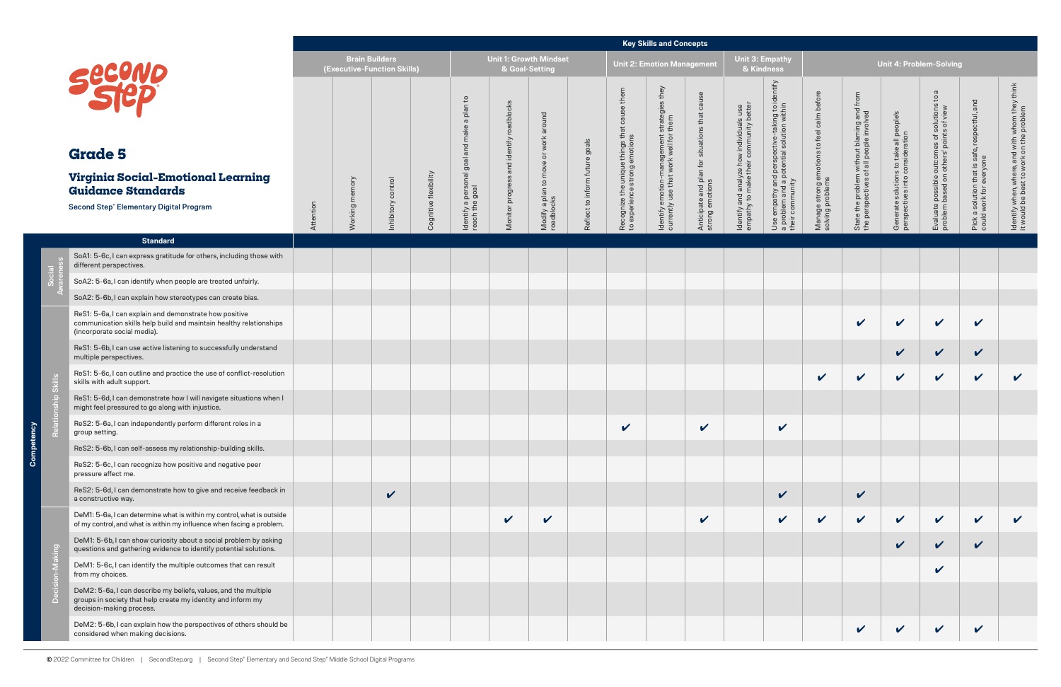# Grade 5

## Virginia Social-Emotional Learning Guidance Standards

Second Step® Elementary Digital Program

| Competency | | Standard | Key Skills and Concepts | | | | | | | | | | | | | | | | | | |
|---|---|---|---|---|---|---|---|---|---|---|---|---|---|---|---|---|---|---|---|---|---|
| | | | Brain Builders (Executive-Function Skills) | | | | Unit 1: Growth Mindset & Goal-Setting | | | | Unit 2: Emotion Management | | | Unit 3: Empathy & Kindness | | Unit 4: Problem-Solving | | | | | |
| | | | Attention | Working memory | Inhibitory control | Cognitive flexibility | Identify a personal goal and make a plan to reach the goal | Monitor progress and identify roadblocks | Modify a plan to move or work around roadblocks | Reflect to inform future goals | Recognize the unique things that cause them to experience strong emotions | Identify emotion-management strategies they currently use that work well for them | Anticipate and plan for situations that cause strong emotions | Identify and analyze how individuals use empathy to make their community better | Use empathy and perspective-taking to identify a problem and a potential solution within their community | Manage strong emotions to feel calm before solving problems | State the problem without blaming and from the perspectives of all people involved | Generate solutions to take all people's perspectives into consideration | Evaluate possible outcomes of solutions to a problem based on others' points of view | Pick a solution that is safe, respectful, and could work for everyone | Identify when, where, and with whom they think it would be best to work on the problem |
| Competency | Social Awareness | SoA1: 5-6c, I can express gratitude for others, including those with different perspectives. | | | | | | | | | | | | | | | | | | | |
| | | SoA2: 5-6a, I can identify when people are treated unfairly. | | | | | | | | | | | | | | | | | | | |
| | | SoA2: 5-6b, I can explain how stereotypes can create bias. | | | | | | | | | | | | | | | | | | | |
| | Relationship Skills | ReS1: 5-6a, I can explain and demonstrate how positive communication skills help build and maintain healthy relationships (incorporate social media). | | | | | | | | | | | | | | | ✔ | ✔ | ✔ | ✔ | |
| | | ReS1: 5-6b, I can use active listening to successfully understand multiple perspectives. | | | | | | | | | | | | | | | | ✔ | ✔ | ✔ | |
| | | ReS1: 5-6c, I can outline and practice the use of conflict-resolution skills with adult support. | | | | | | | | | | | | | | ✔ | ✔ | ✔ | ✔ | ✔ | ✔ |
| | | ReS1: 5-6d, I can demonstrate how I will navigate situations when I might feel pressured to go along with injustice. | | | | | | | | | | | | | | | | | | | |
| | | ReS2: 5-6a, I can independently perform different roles in a group setting. | | | | | | | | | ✔ | | ✔ | | ✔ | | | | | | |
| | | ReS2: 5-6b, I can self-assess my relationship-building skills. | | | | | | | | | | | | | | | | | | | |
| | | ReS2: 5-6c, I can recognize how positive and negative peer pressure affect me. | | | | | | | | | | | | | | | | | | | |
| | | ReS2: 5-6d, I can demonstrate how to give and receive feedback in a constructive way. | | | ✔ | | | | | | | | | | ✔ | | ✔ | | | | |
| | Decision-Making | DeM1: 5-6a, I can determine what is within my control, what is outside of my control, and what is within my influence when facing a problem. | | | | | | ✔ | ✔ | | | | ✔ | | ✔ | ✔ | ✔ | ✔ | ✔ | ✔ | ✔ |
| | | DeM1: 5-6b, I can show curiosity about a social problem by asking questions and gathering evidence to identify potential solutions. | | | | | | | | | | | | | | | | ✔ | ✔ | ✔ | |
| | | DeM1: 5-6c, I can identify the multiple outcomes that can result from my choices. | | | | | | | | | | | | | | | | | ✔ | | |
| | | DeM2: 5-6a, I can describe my beliefs, values, and the multiple groups in society that help create my identity and inform my decision-making process. | | | | | | | | | | | | | | | | | | | |
| | | DeM2: 5-6b, I can explain how the perspectives of others should be considered when making decisions. | | | | | | | | | | | | | | | ✔ | ✔ | ✔ | ✔ | |

© 2022 Committee for Children | SecondStep.org | Second Step® Elementary and Second Step® Middle School Digital Programs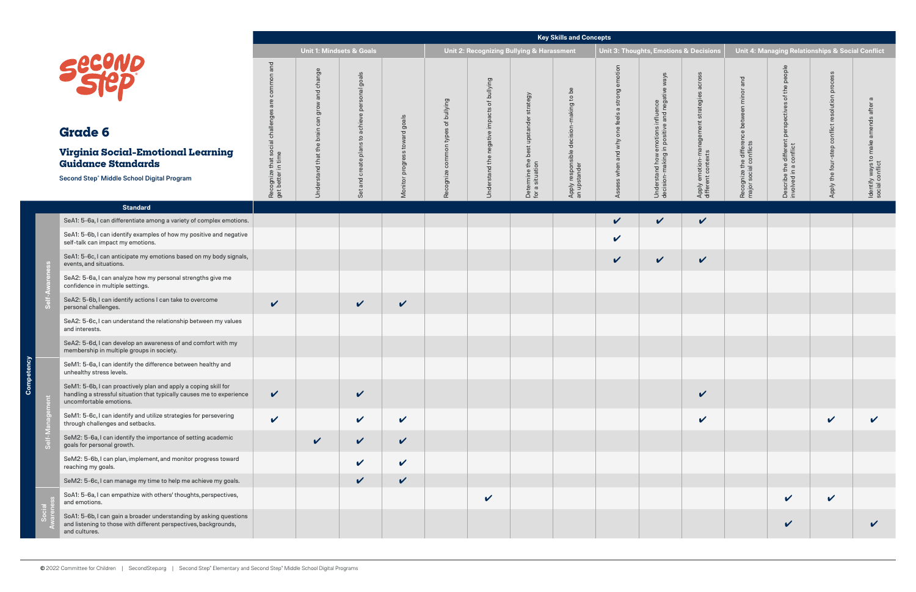# Grade 6

## Virginia Social-Emotional Learning Guidance Standards

Second Step® Middle School Digital Program

**Key Skills and Concepts**

| Competency | Standard | Unit 1: Mindsets & Goals | | | | Unit 2: Recognizing Bullying & Harassment | | | | Unit 3: Thoughts, Emotions & Decisions | | | Unit 4: Managing Relationships & Social Conflict | | | |
|---|---|---|---|---|---|---|---|---|---|---|---|---|---|---|---|---|
| | | Recognize that social challenges are common and get better in time | Understand that the brain can grow and change | Set and create plans to achieve personal goals | Monitor progress toward goals | Recognize common types of bullying | Understand the negative impacts of bullying | Determine the best upstander strategy for a situation | Apply responsible decision-making to be an upstander | Assess when and why one feels a strong emotion | Understand how emotions influence decision-making in positive and negative ways | Apply emotion-management strategies across different contexts | Recognize the difference between minor and major social conflicts | Describe the different perspectives of the people involved in a conflict | Apply the four-step conflict resolution process | Identify ways to make amends after a social conflict |
| Self-Awareness | SeA1: 5-6a, I can differentiate among a variety of complex emotions. | | | | | | | | | ✔ | ✔ | ✔ | | | | |
| Self-Awareness | SeA1: 5-6b, I can identify examples of how my positive and negative self-talk can impact my emotions. | | | | | | | | | ✔ | | | | | | |
| Self-Awareness | SeA1: 5-6c, I can anticipate my emotions based on my body signals, events, and situations. | | | | | | | | | ✔ | ✔ | ✔ | | | | |
| Self-Awareness | SeA2: 5-6a, I can analyze how my personal strengths give me confidence in multiple settings. | | | | | | | | | | | | | | | |
| Self-Awareness | SeA2: 5-6b, I can identify actions I can take to overcome personal challenges. | ✔ | | ✔ | ✔ | | | | | | | | | | | |
| Self-Awareness | SeA2: 5-6c, I can understand the relationship between my values and interests. | | | | | | | | | | | | | | | |
| Self-Awareness | SeA2: 5-6d, I can develop an awareness of and comfort with my membership in multiple groups in society. | | | | | | | | | | | | | | | |
| Self-Management | SeM1: 5-6a, I can identify the difference between healthy and unhealthy stress levels. | | | | | | | | | | | | | | | |
| Self-Management | SeM1: 5-6b, I can proactively plan and apply a coping skill for handling a stressful situation that typically causes me to experience uncomfortable emotions. | ✔ | | ✔ | | | | | | | | ✔ | | | | |
| Self-Management | SeM1: 5-6c, I can identify and utilize strategies for persevering through challenges and setbacks. | ✔ | | ✔ | ✔ | | | | | | | ✔ | | | ✔ | ✔ |
| Self-Management | SeM2: 5-6a, I can identify the importance of setting academic goals for personal growth. | | ✔ | ✔ | ✔ | | | | | | | | | | | |
| Self-Management | SeM2: 5-6b, I can plan, implement, and monitor progress toward reaching my goals. | | | ✔ | ✔ | | | | | | | | | | | |
| Self-Management | SeM2: 5-6c, I can manage my time to help me achieve my goals. | | | ✔ | ✔ | | | | | | | | | | | |
| Social Awareness | SoA1: 5-6a, I can empathize with others' thoughts, perspectives, and emotions. | | | | | | ✔ | | | | | | | ✔ | ✔ | |
| Social Awareness | SoA1: 5-6b, I can gain a broader understanding by asking questions and listening to those with different perspectives, backgrounds, and cultures. | | | | | | | | | | | | | ✔ | | ✔ |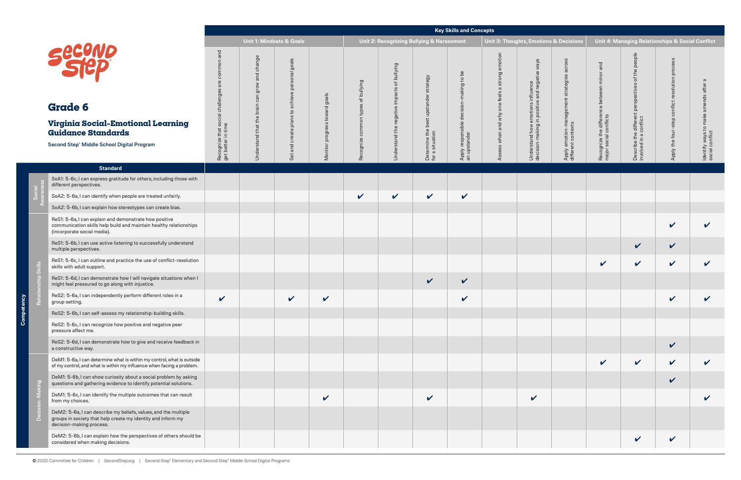# Grade 6

## Virginia Social-Emotional Learning Guidance Standards

Second Step® Middle School Digital Program

**Key Skills and Concepts**

| Competency | Standard | Unit 1: Mindsets & Goals | | | | Unit 2: Recognizing Bullying & Harassment | | | | Unit 3: Thoughts, Emotions & Decisions | | | Unit 4: Managing Relationships & Social Conflict | | | |
|---|---|---|---|---|---|---|---|---|---|---|---|---|---|---|---|---|
| | | Recognize that social challenges are common and get better in time | Understand that the brain can grow and change | Set and create plans to achieve personal goals | Monitor progress toward goals | Recognize common types of bullying | Understand the negative impacts of bullying | Determine the best upstander strategy for a situation | Apply responsible decision-making to be an upstander | Assess when and why one feels a strong emotion | Understand how emotions influence decision-making in positive and negative ways | Apply emotion-management strategies across different contexts | Recognize the difference between minor and major social conflicts | Describe the different perspectives of the people involved in a conflict | Apply the four-step conflict resolution process | Identify ways to make amends after a social conflict |
| Social Awareness | SoA1: 5-6c, I can express gratitude for others, including those with different perspectives. | | | | | | | | | | | | | | | |
| Social Awareness | SoA2: 5-6a, I can identify when people are treated unfairly. | | | | | ✔ | ✔ | ✔ | ✔ | | | | | | | |
| Social Awareness | SoA2: 5-6b, I can explain how stereotypes can create bias. | | | | | | | | | | | | | | | |
| Relationship Skills | ReS1: 5-6a, I can explain and demonstrate how positive communication skills help build and maintain healthy relationships (incorporate social media). | | | | | | | | | | | | | | ✔ | ✔ |
| Relationship Skills | ReS1: 5-6b, I can use active listening to successfully understand multiple perspectives. | | | | | | | | | | | | | ✔ | ✔ | |
| Relationship Skills | ReS1: 5-6c, I can outline and practice the use of conflict-resolution skills with adult support. | | | | | | | | | | | | ✔ | ✔ | ✔ | ✔ |
| Relationship Skills | ReS1: 5-6d, I can demonstrate how I will navigate situations when I might feel pressured to go along with injustice. | | | | | | | ✔ | ✔ | | | | | | | |
| Relationship Skills | ReS2: 5-6a, I can independently perform different roles in a group setting. | ✔ | | ✔ | ✔ | | | | ✔ | | | | | | ✔ | ✔ |
| Relationship Skills | ReS2: 5-6b, I can self-assess my relationship-building skills. | | | | | | | | | | | | | | | |
| Relationship Skills | ReS2: 5-6c, I can recognize how positive and negative peer pressure affect me. | | | | | | | | | | | | | | | |
| Relationship Skills | ReS2: 5-6d, I can demonstrate how to give and receive feedback in a constructive way. | | | | | | | | | | | | | | ✔ | |
| Decision-Making | DeM1: 5-6a, I can determine what is within my control, what is outside of my control, and what is within my influence when facing a problem. | | | | | | | | | | | | ✔ | ✔ | ✔ | ✔ |
| Decision-Making | DeM1: 5-6b, I can show curiosity about a social problem by asking questions and gathering evidence to identify potential solutions. | | | | | | | | | | | | | | ✔ | |
| Decision-Making | DeM1: 5-6c, I can identify the multiple outcomes that can result from my choices. | | | | ✔ | | | ✔ | | | ✔ | | | | | ✔ |
| Decision-Making | DeM2: 5-6a, I can describe my beliefs, values, and the multiple groups in society that help create my identity and inform my decision-making process. | | | | | | | | | | | | | | | |
| Decision-Making | DeM2: 5-6b, I can explain how the perspectives of others should be considered when making decisions. | | | | | | | | | | | | | ✔ | ✔ | |

© 2022 Committee for Children | SecondStep.org | Second Step® Elementary and Second Step® Middle School Digital Programs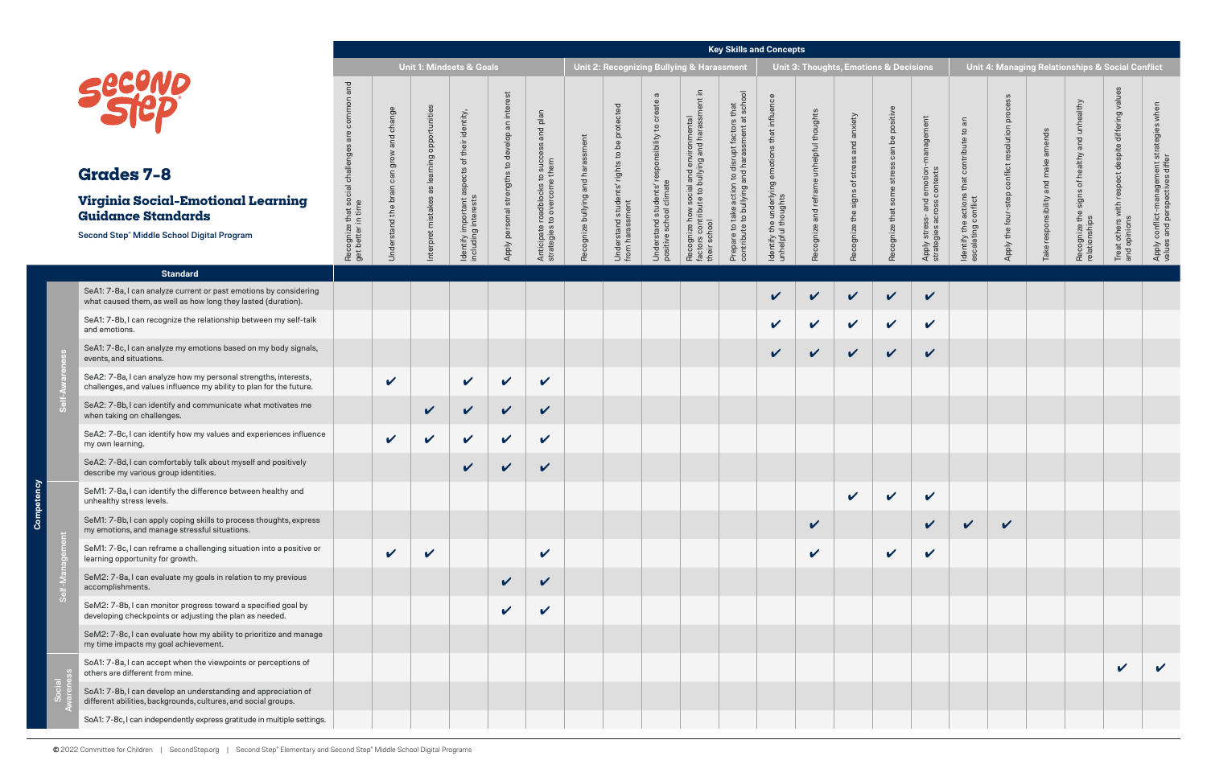**Second Step**

## Grades 7-8

### Virginia Social-Emotional Learning Guidance Standards

Second Step® Middle School Digital Program

| Competency | | Standard | Key Skills and Concepts: Unit 1: Mindsets & Goals | | | | | | Unit 2: Recognizing Bullying & Harassment | | | | | Unit 3: Thoughts, Emotions & Decisions | | | | | Unit 4: Managing Relationships & Social Conflict | | | | | |
|---|---|---|---|---|---|---|---|---|---|---|---|---|---|---|---|---|---|---|---|---|---|---|---|---|
| | | | Recognize that social challenges are common and get better in time | Understand the brain can grow and change | Interpret mistakes as learning opportunities | Identify important aspects of their identity, including interests | Apply personal strengths to develop an interest | Anticipate roadblocks to success and plan strategies to overcome them | Recognize bullying and harassment | Understand students' rights to be protected from harassment | Understand students' responsibility to create a positive school climate | Recognize how social and environmental factors contribute to bullying and harassment in their school | Prepare to take action to disrupt factors that contribute to bullying and harassment at school | Identify the underlying emotions that influence unhelpful thoughts | Recognize and reframe unhelpful thoughts | Recognize the signs of stress and anxiety | Recognize that some stress can be positive | Apply stress- and emotion-management strategies across contexts | Identify the actions that contribute to an escalating conflict | Apply the four-step conflict resolution process | Take responsibility and make amends | Recognize the signs of healthy and unhealthy relationships | Treat others with respect despite differing values and opinions | Apply conflict-management strategies when values and perspectives differ |
| Competency | Self-Awareness | SeA1: 7-8a, I can analyze current or past emotions by considering what caused them, as well as how long they lasted (duration). | | | | | | | | | | | | ✔ | ✔ | ✔ | ✔ | ✔ | | | | | | |
| | | SeA1: 7-8b, I can recognize the relationship between my self-talk and emotions. | | | | | | | | | | | | ✔ | ✔ | ✔ | ✔ | ✔ | | | | | | |
| | | SeA1: 7-8c, I can analyze my emotions based on my body signals, events, and situations. | | | | | | | | | | | | ✔ | ✔ | ✔ | ✔ | ✔ | | | | | | |
| | | SeA2: 7-8a, I can analyze how my personal strengths, interests, challenges, and values influence my ability to plan for the future. | | ✔ | | ✔ | ✔ | ✔ | | | | | | | | | | | | | | | | |
| | | SeA2: 7-8b, I can identify and communicate what motivates me when taking on challenges. | | | ✔ | ✔ | ✔ | ✔ | | | | | | | | | | | | | | | | |
| | | SeA2: 7-8c, I can identify how my values and experiences influence my own learning. | | ✔ | ✔ | ✔ | ✔ | ✔ | | | | | | | | | | | | | | | | |
| | | SeA2: 7-8d, I can comfortably talk about myself and positively describe my various group identities. | | | | ✔ | ✔ | ✔ | | | | | | | | | | | | | | | | |
| | Self-Management | SeM1: 7-8a, I can identify the difference between healthy and unhealthy stress levels. | | | | | | | | | | | | | | ✔ | ✔ | ✔ | | | | | | |
| | | SeM1: 7-8b, I can apply coping skills to process thoughts, express my emotions, and manage stressful situations. | | | | | | | | | | | | | ✔ | | | ✔ | ✔ | ✔ | | | | |
| | | SeM1: 7-8c, I can reframe a challenging situation into a positive or learning opportunity for growth. | | ✔ | ✔ | | | ✔ | | | | | | | ✔ | | ✔ | ✔ | | | | | | |
| | | SeM2: 7-8a, I can evaluate my goals in relation to my previous accomplishments. | | | | | ✔ | ✔ | | | | | | | | | | | | | | | | |
| | | SeM2: 7-8b, I can monitor progress toward a specified goal by developing checkpoints or adjusting the plan as needed. | | | | | ✔ | ✔ | | | | | | | | | | | | | | | | |
| | | SeM2: 7-8c, I can evaluate how my ability to prioritize and manage my time impacts my goal achievement. | | | | | | | | | | | | | | | | | | | | | | |
| | Social Awareness | SoA1: 7-8a, I can accept when the viewpoints or perceptions of others are different from mine. | | | | | | | | | | | | | | | | | | | | | ✔ | ✔ |
| | | SoA1: 7-8b, I can develop an understanding and appreciation of different abilities, backgrounds, cultures, and social groups. | | | | | | | | | | | | | | | | | | | | | | |
| | | SoA1: 7-8c, I can independently express gratitude in multiple settings. | | | | | | | | | | | | | | | | | | | | | | |

© 2022 Committee for Children | SecondStep.org | Second Step® Elementary and Second Step® Middle School Digital Programs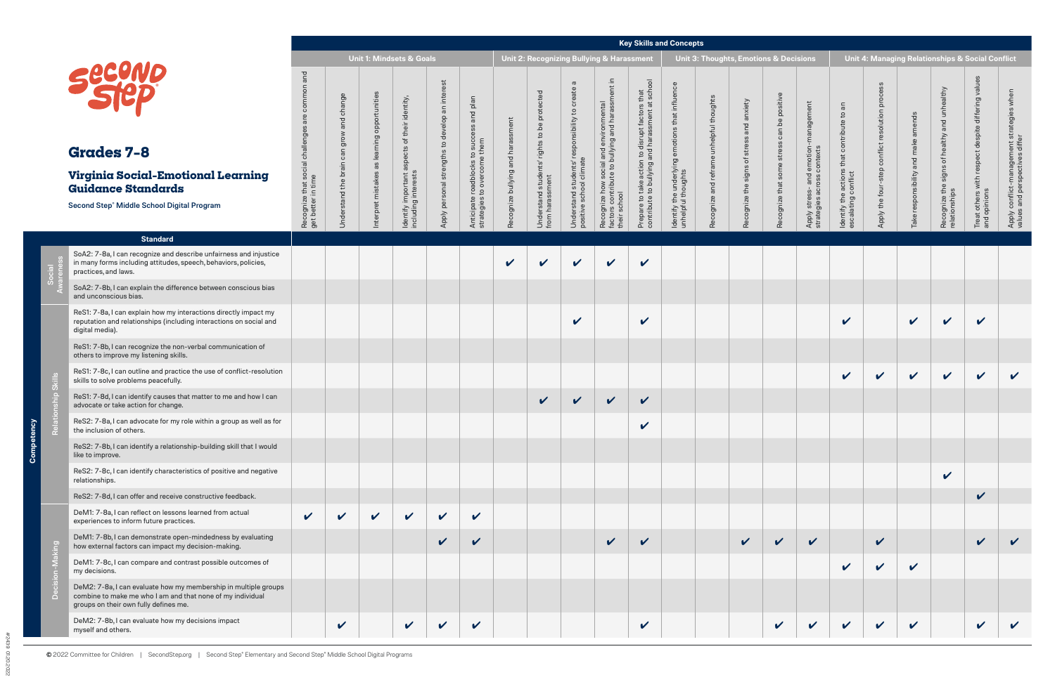# Grades 7-8

## Virginia Social-Emotional Learning Guidance Standards

Second Step® Middle School Digital Program

| | | Key Skills and Concepts | | | | | | | | | | | | | | | | | | | | | |
|---|---|---|---|---|---|---|---|---|---|---|---|---|---|---|---|---|---|---|---|---|---|---|---|
| | | Unit 1: Mindsets & Goals | | | | | | Unit 2: Recognizing Bullying & Harassment | | | | | Unit 3: Thoughts, Emotions & Decisions | | | | | Unit 4: Managing Relationships & Social Conflict | | | | | |
| Competency | Standard | Recognize that social challenges are common and get better in time | Understand the brain can grow and change | Interpret mistakes as learning opportunities | Identify important aspects of their identity, including interests | Apply personal strengths to develop an interest | Anticipate roadblocks to success and plan strategies to overcome them | Recognize bullying and harassment | Understand students' rights to be protected from harassment | Understand students' responsibility to create a positive school climate | Recognize how social and environmental factors contribute to bullying and harassment in their school | Prepare to take action to disrupt factors that contribute to bullying and harassment at school | Identify the underlying emotions that influence unhelpful thoughts | Recognize and reframe unhelpful thoughts | Recognize the signs of stress and anxiety | Recognize that some stress can be positive | Apply stress- and emotion-management strategies across contexts | Identify the actions that contribute to an escalating conflict | Apply the four-step conflict resolution process | Take responsibility and make amends | Recognize the signs of healthy and unhealthy relationships | Treat others with respect despite differing values and opinions | Apply conflict-management strategies when values and perspectives differ |
| Social Awareness | SoA2: 7-8a, I can recognize and describe unfairness and injustice in many forms including attitudes, speech, behaviors, policies, practices, and laws. | | | | | | | ✔ | ✔ | ✔ | ✔ | ✔ | | | | | | | | | | | |
| Social Awareness | SoA2: 7-8b, I can explain the difference between conscious bias and unconscious bias. | | | | | | | | | | | | | | | | | | | | | | |
| Relationship Skills | ReS1: 7-8a, I can explain how my interactions directly impact my reputation and relationships (including interactions on social and digital media). | | | | | | | | | ✔ | | ✔ | | | | | | ✔ | | ✔ | ✔ | ✔ | |
| Relationship Skills | ReS1: 7-8b, I can recognize the non-verbal communication of others to improve my listening skills. | | | | | | | | | | | | | | | | | | | | | | |
| Relationship Skills | ReS1: 7-8c, I can outline and practice the use of conflict-resolution skills to solve problems peacefully. | | | | | | | | | | | | | | | | | ✔ | ✔ | ✔ | ✔ | ✔ | ✔ |
| Relationship Skills | ReS1: 7-8d, I can identify causes that matter to me and how I can advocate or take action for change. | | | | | | | | ✔ | ✔ | ✔ | ✔ | | | | | | | | | | | |
| Relationship Skills | ReS2: 7-8a, I can advocate for my role within a group as well as for the inclusion of others. | | | | | | | | | | | ✔ | | | | | | | | | | | |
| Relationship Skills | ReS2: 7-8b, I can identify a relationship-building skill that I would like to improve. | | | | | | | | | | | | | | | | | | | | | | |
| Relationship Skills | ReS2: 7-8c, I can identify characteristics of positive and negative relationships. | | | | | | | | | | | | | | | | | | | | ✔ | | |
| Relationship Skills | ReS2: 7-8d, I can offer and receive constructive feedback. | | | | | | | | | | | | | | | | | | | | | ✔ | |
| Decision-Making | DeM1: 7-8a, I can reflect on lessons learned from actual experiences to inform future practices. | ✔ | ✔ | ✔ | ✔ | ✔ | ✔ | | | | | | | | | | | | | | | | |
| Decision-Making | DeM1: 7-8b, I can demonstrate open-mindedness by evaluating how external factors can impact my decision-making. | | | | | ✔ | ✔ | | | | ✔ | ✔ | | | ✔ | ✔ | ✔ | | ✔ | | | ✔ | ✔ |
| Decision-Making | DeM1: 7-8c, I can compare and contrast possible outcomes of my decisions. | | | | | | | | | | | | | | | | | ✔ | ✔ | ✔ | | | |
| Decision-Making | DeM2: 7-8a, I can evaluate how my membership in multiple groups combine to make me who I am and that none of my individual groups on their own fully defines me. | | | | | | | | | | | | | | | | | | | | | | |
| Decision-Making | DeM2: 7-8b, I can evaluate how my decisions impact myself and others. | | ✔ | | ✔ | ✔ | ✔ | | | | | ✔ | | | | ✔ | ✔ | ✔ | ✔ | ✔ | | ✔ | ✔ |

© 2022 Committee for Children | SecondStep.org | Second Step® Elementary and Second Step® Middle School Digital Programs